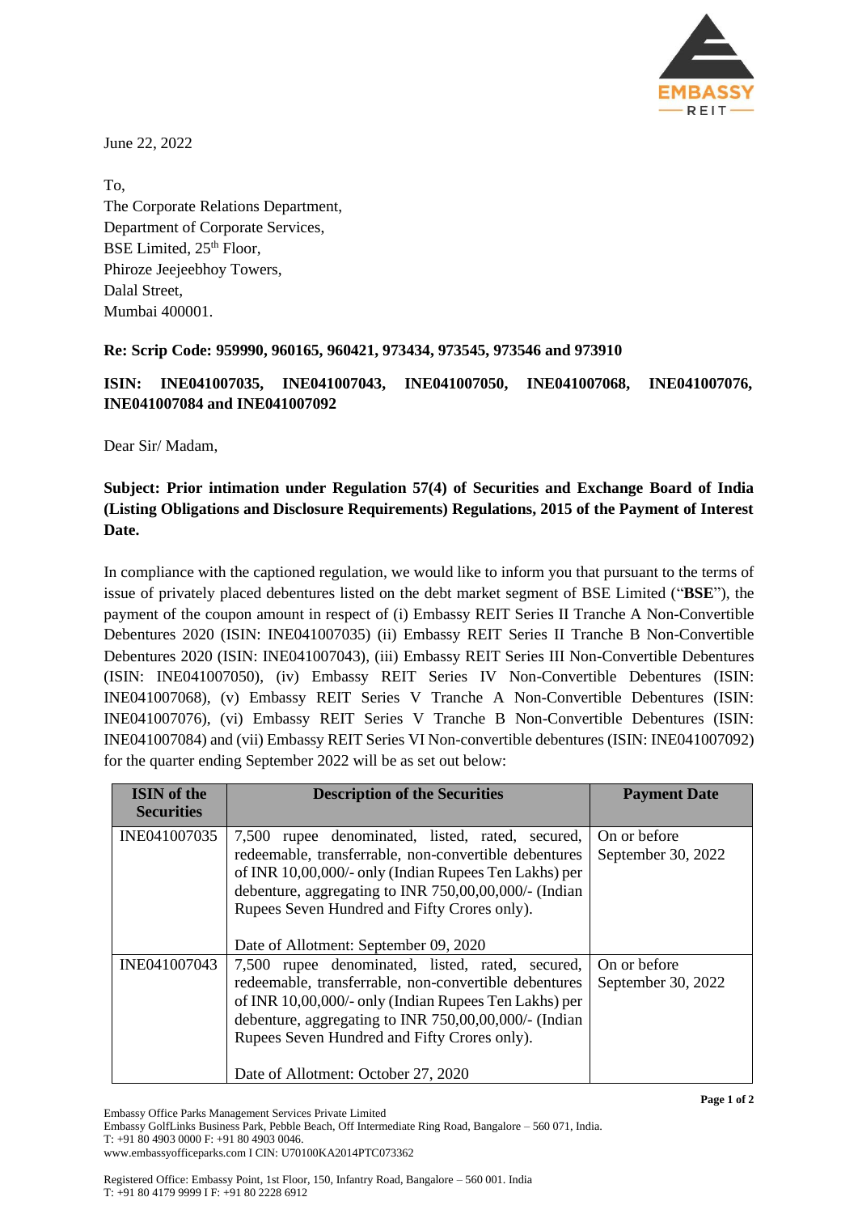June 22, 2022

To,
The Corporate Relations Department,
Department of Corporate Services,
BSE Limited, 25th Floor,
Phiroze Jeejeebhoy Towers,
Dalal Street,
Mumbai 400001.

**Re: Scrip Code: 959990, 960165, 960421, 973434, 973545, 973546 and 973910**

**ISIN: INE041007035, INE041007043, INE041007050, INE041007068, INE041007076, INE041007084 and INE041007092**

Dear Sir/ Madam,

**Subject: Prior intimation under Regulation 57(4) of Securities and Exchange Board of India (Listing Obligations and Disclosure Requirements) Regulations, 2015 of the Payment of Interest Date.**

In compliance with the captioned regulation, we would like to inform you that pursuant to the terms of issue of privately placed debentures listed on the debt market segment of BSE Limited ("**BSE**"), the payment of the coupon amount in respect of (i) Embassy REIT Series II Tranche A Non-Convertible Debentures 2020 (ISIN: INE041007035) (ii) Embassy REIT Series II Tranche B Non-Convertible Debentures 2020 (ISIN: INE041007043), (iii) Embassy REIT Series III Non-Convertible Debentures (ISIN: INE041007050), (iv) Embassy REIT Series IV Non-Convertible Debentures (ISIN: INE041007068), (v) Embassy REIT Series V Tranche A Non-Convertible Debentures (ISIN: INE041007076), (vi) Embassy REIT Series V Tranche B Non-Convertible Debentures (ISIN: INE041007084) and (vii) Embassy REIT Series VI Non-convertible debentures (ISIN: INE041007092) for the quarter ending September 2022 will be as set out below:

| ISIN of the Securities | Description of the Securities | Payment Date |
|---|---|---|
| INE041007035 | 7,500 rupee denominated, listed, rated, secured, redeemable, transferrable, non-convertible debentures of INR 10,00,000/- only (Indian Rupees Ten Lakhs) per debenture, aggregating to INR 750,00,00,000/- (Indian Rupees Seven Hundred and Fifty Crores only).<br><br>Date of Allotment: September 09, 2020 | On or before September 30, 2022 |
| INE041007043 | 7,500 rupee denominated, listed, rated, secured, redeemable, transferrable, non-convertible debentures of INR 10,00,000/- only (Indian Rupees Ten Lakhs) per debenture, aggregating to INR 750,00,00,000/- (Indian Rupees Seven Hundred and Fifty Crores only).<br><br>Date of Allotment: October 27, 2020 | On or before September 30, 2022 |

Embassy Office Parks Management Services Private Limited
Embassy GolfLinks Business Park, Pebble Beach, Off Intermediate Ring Road, Bangalore – 560 071, India.
T: +91 80 4903 0000 F: +91 80 4903 0046.
www.embassyofficeparks.com I CIN: U70100KA2014PTC073362

Registered Office: Embassy Point, 1st Floor, 150, Infantry Road, Bangalore – 560 001. India
T: +91 80 4179 9999 I F: +91 80 2228 6912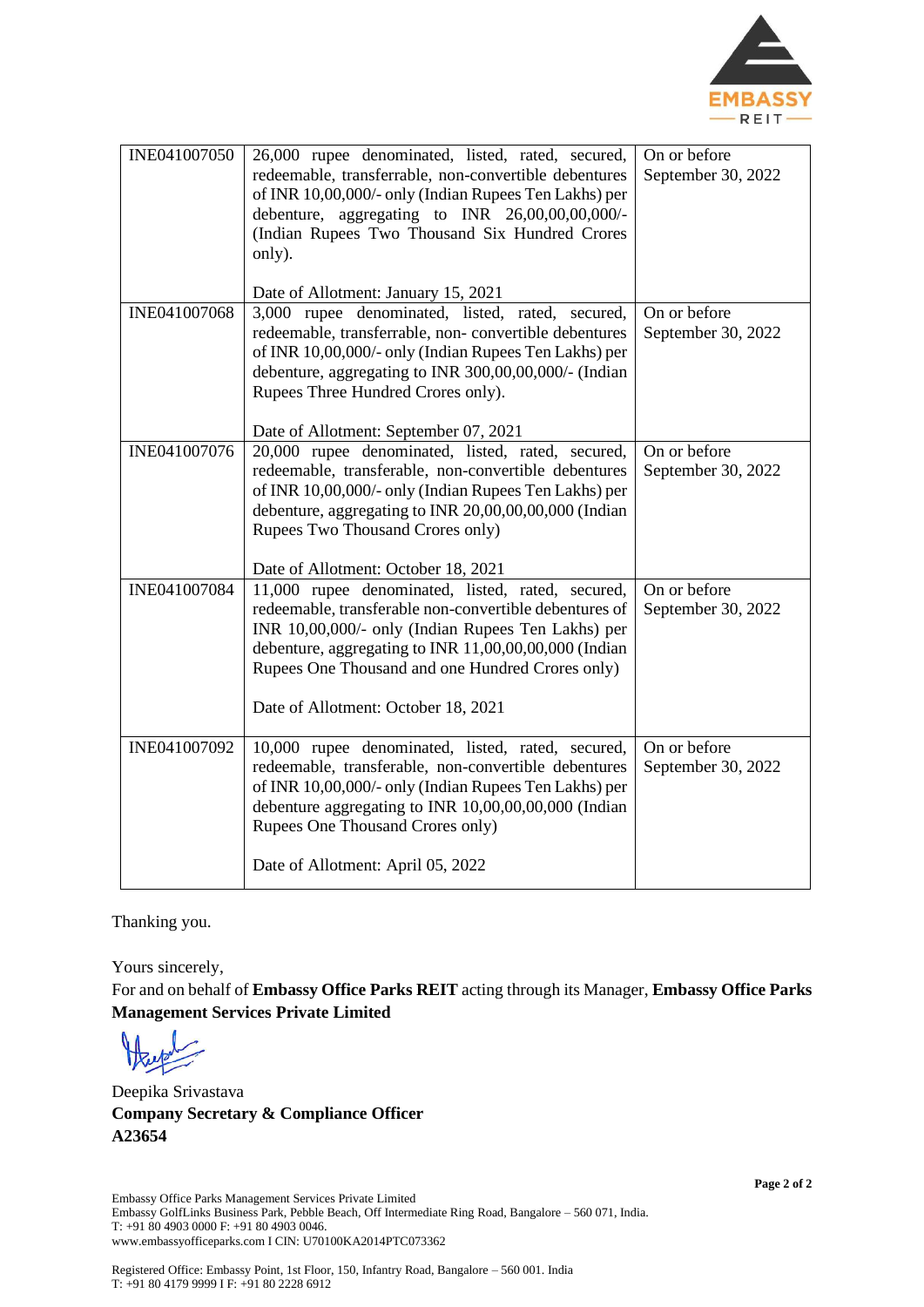| | | |
|---|---|---|
| INE041007050 | 26,000 rupee denominated, listed, rated, secured, redeemable, transferrable, non-convertible debentures of INR 10,00,000/- only (Indian Rupees Ten Lakhs) per debenture, aggregating to INR 26,00,00,00,000/- (Indian Rupees Two Thousand Six Hundred Crores only).<br><br>Date of Allotment: January 15, 2021 | On or before September 30, 2022 |
| INE041007068 | 3,000 rupee denominated, listed, rated, secured, redeemable, transferrable, non- convertible debentures of INR 10,00,000/- only (Indian Rupees Ten Lakhs) per debenture, aggregating to INR 300,00,00,000/- (Indian Rupees Three Hundred Crores only).<br><br>Date of Allotment: September 07, 2021 | On or before September 30, 2022 |
| INE041007076 | 20,000 rupee denominated, listed, rated, secured, redeemable, transferrable, non-convertible debentures of INR 10,00,000/- only (Indian Rupees Ten Lakhs) per debenture, aggregating to INR 20,00,00,00,000 (Indian Rupees Two Thousand Crores only)<br><br>Date of Allotment: October 18, 2021 | On or before September 30, 2022 |
| INE041007084 | 11,000 rupee denominated, listed, rated, secured, redeemable, transferable non-convertible debentures of INR 10,00,000/- only (Indian Rupees Ten Lakhs) per debenture, aggregating to INR 11,00,00,00,000 (Indian Rupees One Thousand and one Hundred Crores only)<br><br>Date of Allotment: October 18, 2021 | On or before September 30, 2022 |
| INE041007092 | 10,000 rupee denominated, listed, rated, secured, redeemable, transferable, non-convertible debentures of INR 10,00,000/- only (Indian Rupees Ten Lakhs) per debenture aggregating to INR 10,00,00,00,000 (Indian Rupees One Thousand Crores only)<br><br>Date of Allotment: April 05, 2022 | On or before September 30, 2022 |

Thanking you.

Yours sincerely,

For and on behalf of **Embassy Office Parks REIT** acting through its Manager, **Embassy Office Parks Management Services Private Limited**

Deepika Srivastava

**Company Secretary & Compliance Officer**

**A23654**

Embassy Office Parks Management Services Private Limited
Embassy GolfLinks Business Park, Pebble Beach, Off Intermediate Ring Road, Bangalore – 560 071, India.
T: +91 80 4903 0000 F: +91 80 4903 0046.
www.embassyofficeparks.com I CIN: U70100KA2014PTC073362

Registered Office: Embassy Point, 1st Floor, 150, Infantry Road, Bangalore – 560 001. India
T: +91 80 4179 9999 I F: +91 80 2228 6912